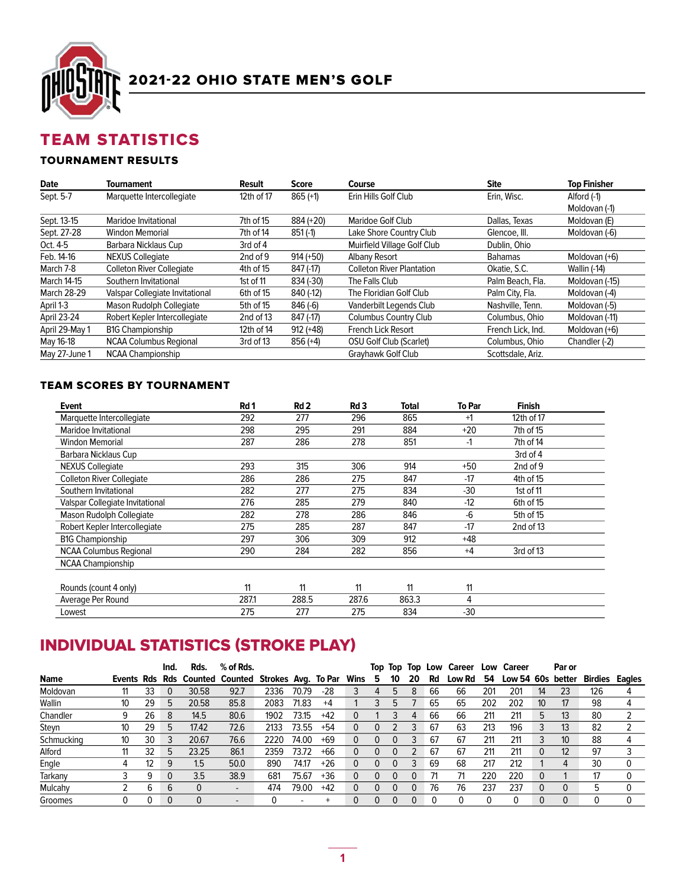# 2021-22 OHIO STATE MEN'S GOLF

## TEAM STATISTICS

### TOURNAMENT RESULTS

| Date | Tournament | Result | Score | Course | Site | Top Finisher |
|---|---|---|---|---|---|---|
| Sept. 5-7 | Marquette Intercollegiate | 12th of 17 | 865 (+1) | Erin Hills Golf Club | Erin, Wisc. | Alford (-1) Moldovan (-1) |
| Sept. 13-15 | Maridoe Invitational | 7th of 15 | 884 (+20) | Maridoe Golf Club | Dallas, Texas | Moldovan (E) |
| Sept. 27-28 | Windon Memorial | 7th of 14 | 851 (-1) | Lake Shore Country Club | Glencoe, Ill. | Moldovan (-6) |
| Oct. 4-5 | Barbara Nicklaus Cup | 3rd of 4 | | Muirfield Village Golf Club | Dublin, Ohio | |
| Feb. 14-16 | NEXUS Collegiate | 2nd of 9 | 914 (+50) | Albany Resort | Bahamas | Moldovan (+6) |
| March 7-8 | Colleton River Collegiate | 4th of 15 | 847 (-17) | Colleton River Plantation | Okatie, S.C. | Wallin (-14) |
| March 14-15 | Southern Invitational | 1st of 11 | 834 (-30) | The Falls Club | Palm Beach, Fla. | Moldovan (-15) |
| March 28-29 | Valspar Collegiate Invitational | 6th of 15 | 840 (-12) | The Floridian Golf Club | Palm City, Fla. | Moldovan (-4) |
| April 1-3 | Mason Rudolph Collegiate | 5th of 15 | 846 (-6) | Vanderbilt Legends Club | Nashville, Tenn. | Moldovan (-5) |
| April 23-24 | Robert Kepler Intercollegiate | 2nd of 13 | 847 (-17) | Columbus Country Club | Columbus, Ohio | Moldovan (-11) |
| April 29-May 1 | B1G Championship | 12th of 14 | 912 (+48) | French Lick Resort | French Lick, Ind. | Moldovan (+6) |
| May 16-18 | NCAA Columbus Regional | 3rd of 13 | 856 (+4) | OSU Golf Club (Scarlet) | Columbus, Ohio | Chandler (-2) |
| May 27-June 1 | NCAA Championship | | | Grayhawk Golf Club | Scottsdale, Ariz. | |

### TEAM SCORES BY TOURNAMENT

| Event | Rd 1 | Rd 2 | Rd 3 | Total | To Par | Finish |
|---|---|---|---|---|---|---|
| Marquette Intercollegiate | 292 | 277 | 296 | 865 | +1 | 12th of 17 |
| Maridoe Invitational | 298 | 295 | 291 | 884 | +20 | 7th of 15 |
| Windon Memorial | 287 | 286 | 278 | 851 | -1 | 7th of 14 |
| Barbara Nicklaus Cup | | | | | | 3rd of 4 |
| NEXUS Collegiate | 293 | 315 | 306 | 914 | +50 | 2nd of 9 |
| Colleton River Collegiate | 286 | 286 | 275 | 847 | -17 | 4th of 15 |
| Southern Invitational | 282 | 277 | 275 | 834 | -30 | 1st of 11 |
| Valspar Collegiate Invitational | 276 | 285 | 279 | 840 | -12 | 6th of 15 |
| Mason Rudolph Collegiate | 282 | 278 | 286 | 846 | -6 | 5th of 15 |
| Robert Kepler Intercollegiate | 275 | 285 | 287 | 847 | -17 | 2nd of 13 |
| B1G Championship | 297 | 306 | 309 | 912 | +48 | |
| NCAA Columbus Regional | 290 | 284 | 282 | 856 | +4 | 3rd of 13 |
| NCAA Championship | | | | | | |
| Rounds (count 4 only) | 11 | 11 | 11 | 11 | 11 | |
| Average Per Round | 287.1 | 288.5 | 287.6 | 863.3 | 4 | |
| Lowest | 275 | 277 | 275 | 834 | -30 | |

## INDIVIDUAL STATISTICS (STROKE PLAY)

| Name | Events | Rds | Ind. Rds | Rds. Counted | % of Rds. Counted | Strokes | Avg. | To Par | Wins | Top 5 | Top 10 | Top 20 | Low Rd | Career Low Rd | Low 54 | Career Low 54 | 60s | Par or better | Birdies | Eagles |
|---|---|---|---|---|---|---|---|---|---|---|---|---|---|---|---|---|---|---|---|---|
| Moldovan | 11 | 33 | 0 | 30.58 | 92.7 | 2336 | 70.79 | -28 | 3 | 4 | 5 | 8 | 66 | 66 | 201 | 201 | 14 | 23 | 126 | 4 |
| Wallin | 10 | 29 | 5 | 20.58 | 85.8 | 2083 | 71.83 | +4 | 1 | 3 | 5 | 7 | 65 | 65 | 202 | 202 | 10 | 17 | 98 | 4 |
| Chandler | 9 | 26 | 8 | 14.5 | 80.6 | 1902 | 73.15 | +42 | 0 | 1 | 3 | 4 | 66 | 66 | 211 | 211 | 5 | 13 | 80 | 2 |
| Steyn | 10 | 29 | 5 | 17.42 | 72.6 | 2133 | 73.55 | +54 | 0 | 0 | 2 | 3 | 67 | 63 | 213 | 196 | 3 | 13 | 82 | 2 |
| Schmucking | 10 | 30 | 3 | 20.67 | 76.6 | 2220 | 74.00 | +69 | 0 | 0 | 0 | 3 | 67 | 67 | 211 | 211 | 3 | 10 | 88 | 4 |
| Alford | 11 | 32 | 5 | 23.25 | 86.1 | 2359 | 73.72 | +66 | 0 | 0 | 0 | 2 | 67 | 67 | 211 | 211 | 0 | 12 | 97 | 3 |
| Engle | 4 | 12 | 9 | 1.5 | 50.0 | 890 | 74.17 | +26 | 0 | 0 | 0 | 3 | 69 | 68 | 217 | 212 | 1 | 4 | 30 | 0 |
| Tarkany | 3 | 9 | 0 | 3.5 | 38.9 | 681 | 75.67 | +36 | 0 | 0 | 0 | 0 | 71 | 71 | 220 | 220 | 0 | 1 | 17 | 0 |
| Mulcahy | 2 | 6 | 6 | 0 | - | 474 | 79.00 | +42 | 0 | 0 | 0 | 0 | 76 | 76 | 237 | 237 | 0 | 0 | 5 | 0 |
| Groomes | 0 | 0 | 0 | 0 | - | 0 | - | + | 0 | 0 | 0 | 0 | 0 | 0 | 0 | 0 | 0 | 0 | 0 | 0 |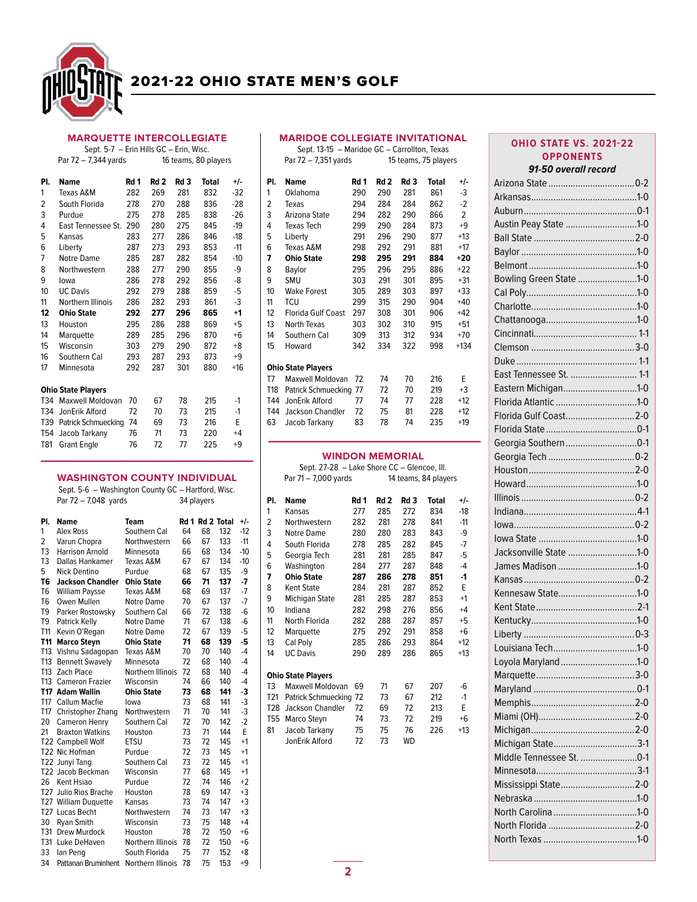# 2021-22 OHIO STATE MEN'S GOLF

## MARQUETTE INTERCOLLEGIATE

Sept. 5-7 – Erin Hills GC – Erin, Wisc.
Par 72 – 7,344 yards | 16 teams, 80 players

| Pl. | Name | Rd 1 | Rd 2 | Rd 3 | Total | +/- |
|---|---|---|---|---|---|---|
| 1 | Texas A&M | 282 | 269 | 281 | 832 | -32 |
| 2 | South Florida | 278 | 270 | 288 | 836 | -28 |
| 3 | Purdue | 275 | 278 | 285 | 838 | -26 |
| 4 | East Tennessee St. | 290 | 280 | 275 | 845 | -19 |
| 5 | Kansas | 283 | 277 | 286 | 846 | -18 |
| 6 | Liberty | 287 | 273 | 293 | 853 | -11 |
| 7 | Notre Dame | 285 | 287 | 282 | 854 | -10 |
| 8 | Northwestern | 288 | 277 | 290 | 855 | -9 |
| 9 | Iowa | 286 | 278 | 292 | 856 | -8 |
| 10 | UC Davis | 292 | 279 | 288 | 859 | -5 |
| 11 | Northern Illinois | 286 | 282 | 293 | 861 | -3 |
| **12** | **Ohio State** | **292** | **277** | **296** | **865** | **+1** |
| 13 | Houston | 295 | 286 | 288 | 869 | +5 |
| 14 | Marquette | 289 | 285 | 296 | 870 | +6 |
| 15 | Wisconsin | 303 | 279 | 290 | 872 | +8 |
| 16 | Southern Cal | 293 | 287 | 293 | 873 | +9 |
| 17 | Minnesota | 292 | 287 | 301 | 880 | +16 |

**Ohio State Players**

| Pl. | Name | Rd 1 | Rd 2 | Rd 3 | Total | +/- |
|---|---|---|---|---|---|---|
| T34 | Maxwell Moldovan | 70 | 67 | 78 | 215 | -1 |
| T34 | JonErik Alford | 72 | 70 | 73 | 215 | -1 |
| T39 | Patrick Schmuecking | 74 | 69 | 73 | 216 | E |
| T54 | Jacob Tarkany | 76 | 71 | 73 | 220 | +4 |
| T81 | Grant Engle | 76 | 72 | 77 | 225 | +9 |

## WASHINGTON COUNTY INDIVIDUAL

Sept. 5-6 – Washington County GC – Hartford, Wisc.
Par 72 – 7,048 yards | 34 players

| Pl. | Name | Team | Rd 1 | Rd 2 | Total | +/- |
|---|---|---|---|---|---|---|
| 1 | Alex Ross | Southern Cal | 64 | 68 | 132 | -12 |
| 2 | Varun Chopra | Northwestern | 66 | 67 | 133 | -11 |
| T3 | Harrison Arnold | Minnesota | 66 | 68 | 134 | -10 |
| T3 | Dallas Hankamer | Texas A&M | 67 | 67 | 134 | -10 |
| 5 | Nick Dentino | Purdue | 68 | 67 | 135 | -9 |
| **T6** | **Jackson Chandler** | **Ohio State** | **66** | **71** | **137** | **-7** |
| T6 | William Paysse | Texas A&M | 68 | 69 | 137 | -7 |
| T6 | Owen Mullen | Notre Dame | 70 | 67 | 137 | -7 |
| T9 | Parker Rostowsky | Southern Cal | 66 | 72 | 138 | -6 |
| T9 | Patrick Kelly | Notre Dame | 71 | 67 | 138 | -6 |
| T11 | Kevin O'Regan | Notre Dame | 72 | 67 | 139 | -5 |
| **T11** | **Marco Steyn** | **Ohio State** | **71** | **68** | **139** | **-5** |
| T13 | Vishnu Sadagopan | Texas A&M | 70 | 70 | 140 | -4 |
| T13 | Bennett Swavely | Minnesota | 72 | 68 | 140 | -4 |
| T13 | Zach Place | Northern Illinois | 72 | 68 | 140 | -4 |
| T13 | Cameron Frazier | Wisconsin | 74 | 66 | 140 | -4 |
| **T17** | **Adam Wallin** | **Ohio State** | **73** | **68** | **141** | **-3** |
| T17 | Callum Macfie | Iowa | 73 | 68 | 141 | -3 |
| T17 | Christopher Zhang | Northwestern | 71 | 70 | 141 | -3 |
| 20 | Cameron Henry | Southern Cal | 72 | 70 | 142 | -2 |
| 21 | Braxton Watkins | Houston | 73 | 71 | 144 | E |
| T22 | Campbell Wolf | ETSU | 73 | 72 | 145 | +1 |
| T22 | Nic Hofman | Purdue | 72 | 73 | 145 | +1 |
| T22 | Junyi Tang | Southern Cal | 73 | 72 | 145 | +1 |
| T22 | Jacob Beckman | Wisconsin | 77 | 68 | 145 | +1 |
| 26 | Kent Hsiao | Purdue | 72 | 74 | 146 | +2 |
| T27 | Julio Rios Brache | Houston | 78 | 69 | 147 | +3 |
| T27 | William Duquette | Kansas | 73 | 74 | 147 | +3 |
| T27 | Lucas Becht | Northwestern | 74 | 73 | 147 | +3 |
| 30 | Ryan Smith | Wisconsin | 73 | 75 | 148 | +4 |
| T31 | Drew Murdock | Houston | 78 | 72 | 150 | +6 |
| T31 | Luke DeHaven | Northern Illinois | 78 | 72 | 150 | +6 |
| 33 | Ian Peng | South Florida | 75 | 77 | 152 | +8 |
| 34 | Pattanan Bruminhent | Northern Illinois | 78 | 75 | 153 | +9 |

## MARIDOE COLLEGIATE INVITATIONAL

Sept. 13-15 – Maridoe GC – Carrollton, Texas
Par 72 – 7,351 yards | 15 teams, 75 players

| Pl. | Name | Rd 1 | Rd 2 | Rd 3 | Total | +/- |
|---|---|---|---|---|---|---|
| 1 | Oklahoma | 290 | 290 | 281 | 861 | -3 |
| 2 | Texas | 294 | 284 | 284 | 862 | -2 |
| 3 | Arizona State | 294 | 282 | 290 | 866 | 2 |
| 4 | Texas Tech | 299 | 290 | 284 | 873 | +9 |
| 5 | Liberty | 291 | 296 | 290 | 877 | +13 |
| 6 | Texas A&M | 298 | 292 | 291 | 881 | +17 |
| **7** | **Ohio State** | **298** | **295** | **291** | **884** | **+20** |
| 8 | Baylor | 295 | 296 | 295 | 886 | +22 |
| 9 | SMU | 303 | 291 | 301 | 895 | +31 |
| 10 | Wake Forest | 305 | 289 | 303 | 897 | +33 |
| 11 | TCU | 299 | 315 | 290 | 904 | +40 |
| 12 | Florida Gulf Coast | 297 | 308 | 301 | 906 | +42 |
| 13 | North Texas | 303 | 302 | 310 | 915 | +51 |
| 14 | Southern Cal | 309 | 313 | 312 | 934 | +70 |
| 15 | Howard | 342 | 334 | 322 | 998 | +134 |

**Ohio State Players**

| Pl. | Name | Rd 1 | Rd 2 | Rd 3 | Total | +/- |
|---|---|---|---|---|---|---|
| T7 | Maxwell Moldovan | 72 | 74 | 70 | 216 | E |
| T18 | Patrick Schmuecking | 77 | 72 | 70 | 219 | +3 |
| T44 | JonErik Alford | 77 | 74 | 77 | 228 | +12 |
| T44 | Jackson Chandler | 72 | 75 | 81 | 228 | +12 |
| 63 | Jacob Tarkany | 83 | 78 | 74 | 235 | +19 |

## WINDON MEMORIAL

Sept. 27-28 – Lake Shore CC – Glencoe, Ill.
Par 71 – 7,000 yards | 14 teams, 84 players

| Pl. | Name | Rd 1 | Rd 2 | Rd 3 | Total | +/- |
|---|---|---|---|---|---|---|
| 1 | Kansas | 277 | 285 | 272 | 834 | -18 |
| 2 | Northwestern | 282 | 281 | 278 | 841 | -11 |
| 3 | Notre Dame | 280 | 280 | 283 | 843 | -9 |
| 4 | South Florida | 278 | 285 | 282 | 845 | -7 |
| 5 | Georgia Tech | 281 | 281 | 285 | 847 | -5 |
| 6 | Washington | 284 | 277 | 287 | 848 | -4 |
| **7** | **Ohio State** | **287** | **286** | **278** | **851** | **-1** |
| 8 | Kent State | 284 | 281 | 287 | 852 | E |
| 9 | Michigan State | 281 | 285 | 287 | 853 | +1 |
| 10 | Indiana | 282 | 298 | 276 | 856 | +4 |
| 11 | North Florida | 282 | 288 | 287 | 857 | +5 |
| 12 | Marquette | 275 | 292 | 291 | 858 | +6 |
| 13 | Cal Poly | 285 | 286 | 293 | 864 | +12 |
| 14 | UC Davis | 290 | 289 | 286 | 865 | +13 |

**Ohio State Players**

| Pl. | Name | Rd 1 | Rd 2 | Rd 3 | Total | +/- |
|---|---|---|---|---|---|---|
| T3 | Maxwell Moldovan | 69 | 71 | 67 | 207 | -6 |
| T21 | Patrick Schmuecking | 72 | 73 | 67 | 212 | -1 |
| T28 | Jackson Chandler | 72 | 69 | 72 | 213 | E |
| T55 | Marco Steyn | 74 | 73 | 72 | 219 | +6 |
| 81 | Jacob Tarkany | 75 | 75 | 76 | 226 | +13 |
| | JonErik Alford | 72 | 73 | WD | | |

## OHIO STATE VS. 2021-22 OPPONENTS

***91-50 overall record***

| Opponent | Record |
|---|---|
| Arizona State | 0-2 |
| Arkansas | 1-0 |
| Auburn | 0-1 |
| Austin Peay State | 1-0 |
| Ball State | 2-0 |
| Baylor | 1-0 |
| Belmont | 1-0 |
| Bowling Green State | 1-0 |
| Cal Poly | 1-0 |
| Charlotte | 1-0 |
| Chattanooga | 1-0 |
| Cincinnati | 1-1 |
| Clemson | 3-0 |
| Duke | 1-1 |
| East Tennessee St. | 1-1 |
| Eastern Michigan | 1-0 |
| Florida Atlantic | 1-0 |
| Florida Gulf Coast | 2-0 |
| Florida State | 0-1 |
| Georgia Southern | 0-1 |
| Georgia Tech | 0-2 |
| Houston | 2-0 |
| Howard | 1-0 |
| Illinois | 0-2 |
| Indiana | 4-1 |
| Iowa | 0-2 |
| Iowa State | 1-0 |
| Jacksonville State | 1-0 |
| James Madison | 1-0 |
| Kansas | 0-2 |
| Kennesaw State | 1-0 |
| Kent State | 2-1 |
| Kentucky | 1-0 |
| Liberty | 0-3 |
| Louisiana Tech | 1-0 |
| Loyola Maryland | 1-0 |
| Marquette | 3-0 |
| Maryland | 0-1 |
| Memphis | 2-0 |
| Miami (OH) | 2-0 |
| Michigan | 2-0 |
| Michigan State | 3-1 |
| Middle Tennessee St. | 0-1 |
| Minnesota | 3-1 |
| Mississippi State | 2-0 |
| Nebraska | 1-0 |
| North Carolina | 1-0 |
| North Florida | 2-0 |
| North Texas | 1-0 |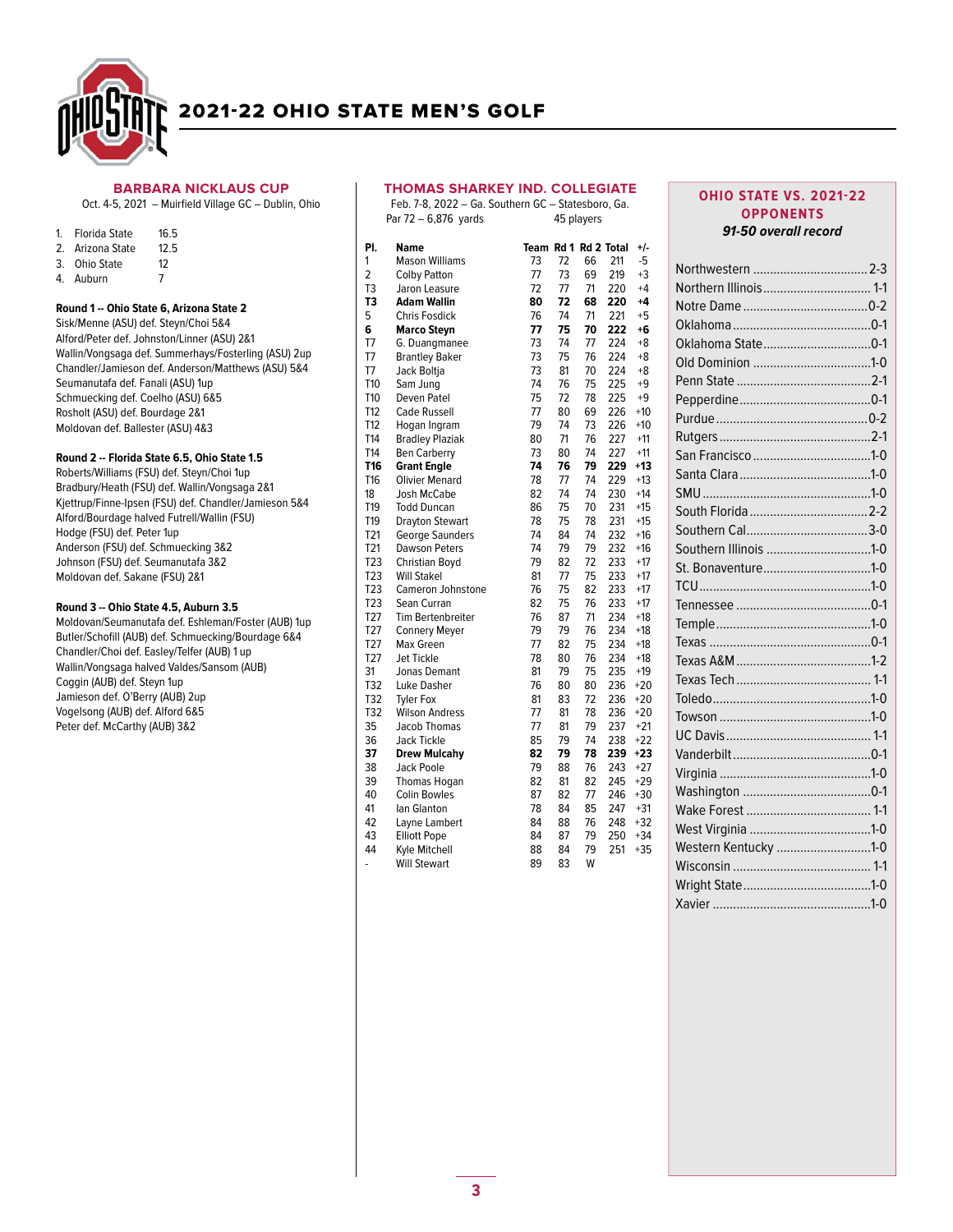# 2021-22 OHIO STATE MEN'S GOLF

## BARBARA NICKLAUS CUP

Oct. 4-5, 2021 – Muirfield Village GC – Dublin, Ohio

1. Florida State 16.5
2. Arizona State 12.5
3. Ohio State 12
4. Auburn 7

**Round 1 -- Ohio State 6, Arizona State 2**

Sisk/Menne (ASU) def. Steyn/Choi 5&4
Alford/Peter def. Johnston/Linner (ASU) 2&1
Wallin/Vongsaga def. Summerhays/Fosterling (ASU) 2up
Chandler/Jamieson def. Anderson/Matthews (ASU) 5&4
Seumanutafa def. Fanali (ASU) 1up
Schmuecking def. Coelho (ASU) 6&5
Rosholt (ASU) def. Bourdage 2&1
Moldovan def. Ballester (ASU) 4&3

**Round 2 -- Florida State 6.5, Ohio State 1.5**

Roberts/Williams (FSU) def. Steyn/Choi 1up
Bradbury/Heath (FSU) def. Wallin/Vongsaga 2&1
Kjettrup/Finne-Ipsen (FSU) def. Chandler/Jamieson 5&4
Alford/Bourdage halved Futrell/Wallin (FSU)
Hodge (FSU) def. Peter 1up
Anderson (FSU) def. Schmuecking 3&2
Johnson (FSU) def. Seumanutafa 3&2
Moldovan def. Sakane (FSU) 2&1

**Round 3 -- Ohio State 4.5, Auburn 3.5**

Moldovan/Seumanutafa def. Eshleman/Foster (AUB) 1up
Butler/Schofill (AUB) def. Schmuecking/Bourdage 6&4
Chandler/Choi def. Easley/Telfer (AUB) 1 up
Wallin/Vongsaga halved Valdes/Sansom (AUB)
Coggin (AUB) def. Steyn 1up
Jamieson def. O'Berry (AUB) 2up
Vogelsong (AUB) def. Alford 6&5
Peter def. McCarthy (AUB) 3&2

## THOMAS SHARKEY IND. COLLEGIATE

Feb. 7-8, 2022 – Ga. Southern GC – Statesboro, Ga.
Par 72 – 6,876 yards 45 players

| Pl. | Name | Team | Rd 1 | Rd 2 | Total | +/- |
|---|---|---|---|---|---|---|
| 1 | Mason Williams | 73 | 72 | 66 | 211 | -5 |
| 2 | Colby Patton | 77 | 73 | 69 | 219 | +3 |
| T3 | Jaron Leasure | 72 | 77 | 71 | 220 | +4 |
| **T3** | **Adam Wallin** | **80** | **72** | **68** | **220** | **+4** |
| 5 | Chris Fosdick | 76 | 74 | 71 | 221 | +5 |
| **6** | **Marco Steyn** | **77** | **75** | **70** | **222** | **+6** |
| T7 | G. Duangmanee | 73 | 74 | 77 | 224 | +8 |
| T7 | Brantley Baker | 73 | 75 | 76 | 224 | +8 |
| T7 | Jack Boltja | 73 | 81 | 70 | 224 | +8 |
| T10 | Sam Jung | 74 | 76 | 75 | 225 | +9 |
| T10 | Deven Fast | 75 | 72 | 78 | 225 | +9 |
| T12 | Cade Russell | 77 | 80 | 69 | 226 | +10 |
| T12 | Hogan Ingram | 79 | 74 | 73 | 226 | +10 |
| T14 | Bradley Plaziak | 80 | 71 | 76 | 227 | +11 |
| T14 | Ben Carberry | 73 | 80 | 74 | 227 | +11 |
| **T16** | **Grant Engle** | **74** | **76** | **79** | **229** | **+13** |
| T16 | Olivier Menard | 78 | 77 | 74 | 229 | +13 |
| 18 | Josh McCabe | 82 | 74 | 74 | 230 | +14 |
| T19 | Todd Duncan | 86 | 75 | 70 | 231 | +15 |
| T19 | Drayton Stewart | 78 | 75 | 78 | 231 | +15 |
| T21 | George Saunders | 74 | 84 | 74 | 232 | +16 |
| T21 | Dawson Peters | 74 | 79 | 79 | 232 | +16 |
| T23 | Christian Boyd | 79 | 82 | 72 | 233 | +17 |
| T23 | Will Stakel | 81 | 77 | 75 | 233 | +17 |
| T23 | Cameron Johnstone | 76 | 75 | 82 | 233 | +17 |
| T23 | Sean Curran | 82 | 75 | 76 | 233 | +17 |
| T27 | Tim Bertenbreiter | 76 | 87 | 71 | 234 | +18 |
| T27 | Connery Meyer | 79 | 79 | 76 | 234 | +18 |
| T27 | Max Green | 77 | 82 | 75 | 234 | +18 |
| T27 | Jet Tickle | 78 | 80 | 76 | 234 | +18 |
| 31 | Jonas Demant | 81 | 79 | 75 | 235 | +19 |
| T32 | Luke Dasher | 76 | 80 | 80 | 236 | +20 |
| T32 | Tyler Fox | 81 | 83 | 72 | 236 | +20 |
| T32 | Wilson Andress | 77 | 81 | 78 | 236 | +20 |
| 35 | Jacob Thomas | 77 | 81 | 79 | 237 | +21 |
| 36 | Jack Tickle | 85 | 79 | 74 | 238 | +22 |
| **37** | **Drew Mulcahy** | **82** | **79** | **78** | **239** | **+23** |
| 38 | Jack Poole | 79 | 88 | 76 | 243 | +27 |
| 39 | Thomas Hogan | 82 | 81 | 82 | 245 | +29 |
| 40 | Colin Bowles | 87 | 82 | 77 | 246 | +30 |
| 41 | Ian Glanton | 78 | 84 | 85 | 247 | +31 |
| 42 | Layne Lambert | 84 | 88 | 76 | 248 | +32 |
| 43 | Elliott Pope | 84 | 87 | 79 | 250 | +34 |
| 44 | Kyle Mitchell | 88 | 84 | 79 | 251 | +35 |
| - | Will Stewart | 89 | 83 | W | | |

## OHIO STATE VS. 2021-22 OPPONENTS

***91-50 overall record***

| Opponent | Record |
|---|---|
| Northwestern | 2-3 |
| Northern Illinois | 1-1 |
| Notre Dame | 0-2 |
| Oklahoma | 0-1 |
| Oklahoma State | 0-1 |
| Old Dominion | 1-0 |
| Penn State | 2-1 |
| Pepperdine | 0-1 |
| Purdue | 0-2 |
| Rutgers | 2-1 |
| San Francisco | 1-0 |
| Santa Clara | 1-0 |
| SMU | 1-0 |
| South Florida | 2-2 |
| Southern Cal | 3-0 |
| Southern Illinois | 1-0 |
| St. Bonaventure | 1-0 |
| TCU | 1-0 |
| Tennessee | 0-1 |
| Temple | 1-0 |
| Texas | 0-1 |
| Texas A&M | 1-2 |
| Texas Tech | 1-1 |
| Toledo | 1-0 |
| Towson | 1-0 |
| UC Davis | 1-1 |
| Vanderbilt | 0-1 |
| Virginia | 1-0 |
| Washington | 0-1 |
| Wake Forest | 1-1 |
| West Virginia | 1-0 |
| Western Kentucky | 1-0 |
| Wisconsin | 1-1 |
| Wright State | 1-0 |
| Xavier | 1-0 |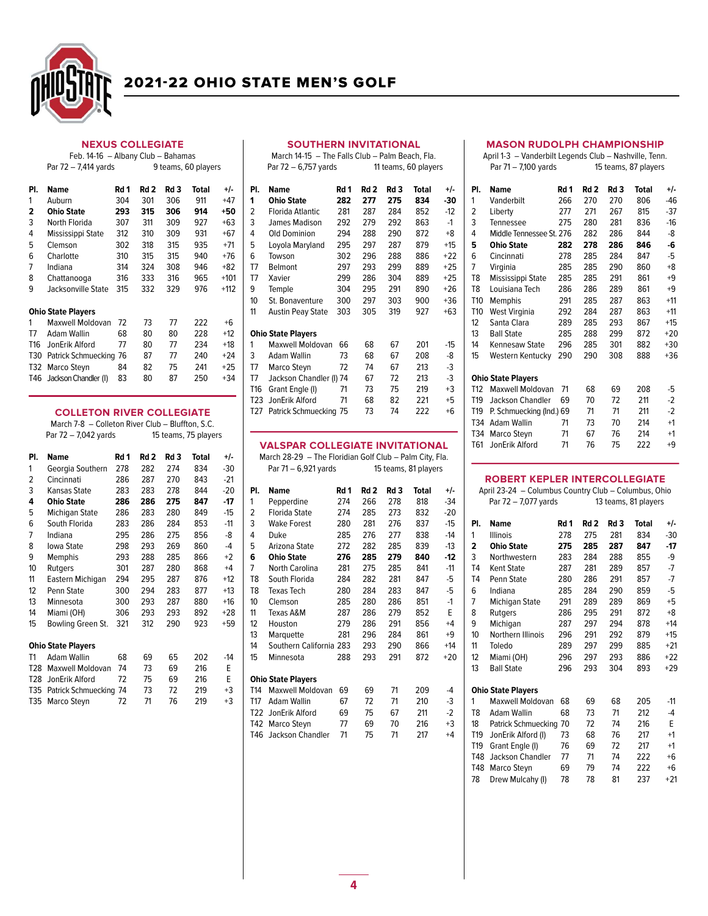# 2021-22 OHIO STATE MEN'S GOLF

## NEXUS COLLEGIATE

Feb. 14-16 – Albany Club – Bahamas
Par 72 – 7,414 yards — 9 teams, 60 players

| Pl. | Name | Rd 1 | Rd 2 | Rd 3 | Total | +/- |
|---|---|---|---|---|---|---|
| 1 | Auburn | 304 | 301 | 306 | 911 | +47 |
| **2** | **Ohio State** | **293** | **315** | **306** | **914** | **+50** |
| 3 | North Florida | 307 | 311 | 309 | 927 | +63 |
| 4 | Mississippi State | 312 | 310 | 309 | 931 | +67 |
| 5 | Clemson | 302 | 318 | 315 | 935 | +71 |
| 6 | Charlotte | 310 | 315 | 315 | 940 | +76 |
| 7 | Indiana | 314 | 324 | 308 | 946 | +82 |
| 8 | Chattanooga | 316 | 333 | 316 | 965 | +101 |
| 9 | Jacksonville State | 315 | 332 | 329 | 976 | +112 |

**Ohio State Players**

| Pl. | Name | Rd 1 | Rd 2 | Rd 3 | Total | +/- |
|---|---|---|---|---|---|---|
| 1 | Maxwell Moldovan | 72 | 73 | 77 | 222 | +6 |
| T7 | Adam Wallin | 68 | 80 | 80 | 228 | +12 |
| T16 | JonErik Alford | 77 | 80 | 77 | 234 | +18 |
| T30 | Patrick Schmuecking | 76 | 87 | 77 | 240 | +24 |
| T32 | Marco Steyn | 84 | 82 | 75 | 241 | +25 |
| T46 | Jackson Chandler (I) | 83 | 80 | 87 | 250 | +34 |

## COLLETON RIVER COLLEGIATE

March 7-8 – Colleton River Club – Bluffton, S.C.
Par 72 – 7,042 yards — 15 teams, 75 players

| Pl. | Name | Rd 1 | Rd 2 | Rd 3 | Total | +/- |
|---|---|---|---|---|---|---|
| 1 | Georgia Southern | 278 | 282 | 274 | 834 | -30 |
| 2 | Cincinnati | 286 | 287 | 270 | 843 | -21 |
| 3 | Kansas State | 283 | 283 | 278 | 844 | -20 |
| **4** | **Ohio State** | **286** | **286** | **275** | **847** | **-17** |
| 5 | Michigan State | 286 | 283 | 280 | 849 | -15 |
| 6 | South Florida | 283 | 286 | 284 | 853 | -11 |
| 7 | Indiana | 295 | 286 | 275 | 856 | -8 |
| 8 | Iowa State | 298 | 293 | 269 | 860 | -4 |
| 9 | Memphis | 293 | 288 | 285 | 866 | +2 |
| 10 | Rutgers | 301 | 287 | 280 | 868 | +4 |
| 11 | Eastern Michigan | 294 | 295 | 287 | 876 | +12 |
| 12 | Penn State | 300 | 294 | 283 | 877 | +13 |
| 13 | Minnesota | 300 | 293 | 287 | 880 | +16 |
| 14 | Miami (OH) | 306 | 293 | 293 | 892 | +28 |
| 15 | Bowling Green St. | 321 | 312 | 290 | 923 | +59 |

**Ohio State Players**

| Pl. | Name | Rd 1 | Rd 2 | Rd 3 | Total | +/- |
|---|---|---|---|---|---|---|
| T1 | Adam Wallin | 68 | 69 | 65 | 202 | -14 |
| T28 | Maxwell Moldovan | 74 | 73 | 69 | 216 | E |
| T28 | JonErik Alford | 72 | 75 | 69 | 216 | E |
| T35 | Patrick Schmuecking | 74 | 73 | 72 | 219 | +3 |
| T35 | Marco Steyn | 72 | 71 | 76 | 219 | +3 |

## SOUTHERN INVITATIONAL

March 14-15 – The Falls Club – Palm Beach, Fla.
Par 72 – 6,757 yards — 11 teams, 60 players

| Pl. | Name | Rd 1 | Rd 2 | Rd 3 | Total | +/- |
|---|---|---|---|---|---|---|
| **1** | **Ohio State** | **282** | **277** | **275** | **834** | **-30** |
| 2 | Florida Atlantic | 281 | 287 | 284 | 852 | -12 |
| 3 | James Madison | 292 | 279 | 292 | 863 | -1 |
| 4 | Old Dominion | 294 | 288 | 290 | 872 | +8 |
| 5 | Loyola Maryland | 295 | 297 | 287 | 879 | +15 |
| 6 | Towson | 302 | 296 | 288 | 886 | +22 |
| T7 | Belmont | 297 | 293 | 299 | 889 | +25 |
| T7 | Xavier | 299 | 286 | 304 | 889 | +25 |
| 9 | Temple | 304 | 295 | 291 | 890 | +26 |
| 10 | St. Bonaventure | 300 | 297 | 303 | 900 | +36 |
| 11 | Austin Peay State | 303 | 305 | 319 | 927 | +63 |

**Ohio State Players**

| Pl. | Name | Rd 1 | Rd 2 | Rd 3 | Total | +/- |
|---|---|---|---|---|---|---|
| 1 | Maxwell Moldovan | 66 | 68 | 67 | 201 | -15 |
| 3 | Adam Wallin | 73 | 68 | 67 | 208 | -8 |
| T7 | Marco Steyn | 72 | 74 | 67 | 213 | -3 |
| T7 | Jackson Chandler (I) | 74 | 67 | 72 | 213 | -3 |
| T16 | Grant Engle (I) | 71 | 73 | 75 | 219 | +3 |
| T23 | JonErik Alford | 71 | 68 | 82 | 221 | +5 |
| T27 | Patrick Schmuecking | 75 | 73 | 74 | 222 | +6 |

## VALSPAR COLLEGIATE INVITATIONAL

March 28-29 – The Floridian Golf Club – Palm City, Fla.
Par 71 – 6,921 yards — 15 teams, 81 players

| Pl. | Name | Rd 1 | Rd 2 | Rd 3 | Total | +/- |
|---|---|---|---|---|---|---|
| 1 | Pepperdine | 274 | 266 | 278 | 818 | -34 |
| 2 | Florida State | 274 | 285 | 273 | 832 | -20 |
| 3 | Wake Forest | 280 | 281 | 276 | 837 | -15 |
| 4 | Duke | 285 | 276 | 277 | 838 | -14 |
| 5 | Arizona State | 272 | 282 | 285 | 839 | -13 |
| **6** | **Ohio State** | **276** | **285** | **279** | **840** | **-12** |
| 7 | North Carolina | 281 | 275 | 285 | 841 | -11 |
| T8 | South Florida | 284 | 282 | 281 | 847 | -5 |
| T8 | Texas Tech | 280 | 284 | 283 | 847 | -5 |
| 10 | Clemson | 285 | 280 | 286 | 851 | -1 |
| 11 | Texas A&M | 287 | 286 | 279 | 852 | E |
| 12 | Houston | 279 | 286 | 291 | 856 | +4 |
| 13 | Marquette | 281 | 296 | 284 | 861 | +9 |
| 14 | Southern California | 283 | 293 | 290 | 866 | +14 |
| 15 | Minnesota | 288 | 293 | 291 | 872 | +20 |

**Ohio State Players**

| Pl. | Name | Rd 1 | Rd 2 | Rd 3 | Total | +/- |
|---|---|---|---|---|---|---|
| T14 | Maxwell Moldovan | 69 | 69 | 71 | 209 | -4 |
| T17 | Adam Wallin | 67 | 72 | 71 | 210 | -3 |
| T22 | JonErik Alford | 69 | 75 | 67 | 211 | -2 |
| T42 | Marco Steyn | 77 | 69 | 70 | 216 | +3 |
| T46 | Jackson Chandler | 71 | 75 | 71 | 217 | +4 |

## MASON RUDOLPH CHAMPIONSHIP

April 1-3 – Vanderbilt Legends Club – Nashville, Tenn.
Par 71 – 7,100 yards — 15 teams, 87 players

| Pl. | Name | Rd 1 | Rd 2 | Rd 3 | Total | +/- |
|---|---|---|---|---|---|---|
| 1 | Vanderbilt | 266 | 270 | 270 | 806 | -46 |
| 2 | Liberty | 277 | 271 | 267 | 815 | -37 |
| 3 | Tennessee | 275 | 280 | 281 | 836 | -16 |
| 4 | Middle Tennessee St. | 276 | 282 | 286 | 844 | -8 |
| **5** | **Ohio State** | **282** | **278** | **286** | **846** | **-6** |
| 6 | Cincinnati | 278 | 285 | 284 | 847 | -5 |
| 7 | Virginia | 285 | 285 | 290 | 860 | +8 |
| T8 | Mississippi State | 285 | 285 | 291 | 861 | +9 |
| T8 | Louisiana Tech | 286 | 286 | 289 | 861 | +9 |
| T10 | Memphis | 291 | 285 | 287 | 863 | +11 |
| T10 | West Virginia | 292 | 284 | 287 | 863 | +11 |
| 12 | Santa Clara | 289 | 285 | 293 | 867 | +15 |
| 13 | Ball State | 285 | 288 | 299 | 872 | +20 |
| 14 | Kennesaw State | 296 | 285 | 301 | 882 | +30 |
| 15 | Western Kentucky | 290 | 290 | 308 | 888 | +36 |

**Ohio State Players**

| Pl. | Name | Rd 1 | Rd 2 | Rd 3 | Total | +/- |
|---|---|---|---|---|---|---|
| T12 | Maxwell Moldovan | 71 | 68 | 69 | 208 | -5 |
| T19 | Jackson Chandler | 69 | 70 | 72 | 211 | -2 |
| T19 | P. Schmuecking (Ind.) | 69 | 71 | 71 | 211 | -2 |
| T34 | Adam Wallin | 71 | 73 | 70 | 214 | +1 |
| T34 | Marco Steyn | 71 | 67 | 76 | 214 | +1 |
| T61 | JonErik Alford | 71 | 76 | 75 | 222 | +9 |

## ROBERT KEPLER INTERCOLLEGIATE

April 23-24 – Columbus Country Club – Columbus, Ohio
Par 72 – 7,077 yards — 13 teams, 81 players

| Pl. | Name | Rd 1 | Rd 2 | Rd 3 | Total | +/- |
|---|---|---|---|---|---|---|
| 1 | Illinois | 278 | 275 | 281 | 834 | -30 |
| **2** | **Ohio State** | **275** | **285** | **287** | **847** | **-17** |
| 3 | Northwestern | 283 | 284 | 288 | 855 | -9 |
| T4 | Kent State | 287 | 281 | 289 | 857 | -7 |
| T4 | Penn State | 280 | 286 | 291 | 857 | -7 |
| 6 | Indiana | 285 | 284 | 290 | 859 | -5 |
| 7 | Michigan State | 291 | 289 | 289 | 869 | +5 |
| 8 | Rutgers | 286 | 295 | 291 | 872 | +8 |
| 9 | Michigan | 287 | 297 | 294 | 878 | +14 |
| 10 | Northern Illinois | 296 | 291 | 292 | 879 | +15 |
| 11 | Toledo | 289 | 297 | 299 | 885 | +21 |
| 12 | Miami (OH) | 296 | 297 | 293 | 886 | +22 |
| 13 | Ball State | 296 | 293 | 304 | 893 | +29 |

**Ohio State Players**

| Pl. | Name | Rd 1 | Rd 2 | Rd 3 | Total | +/- |
|---|---|---|---|---|---|---|
| 1 | Maxwell Moldovan | 68 | 69 | 68 | 205 | -11 |
| T8 | Adam Wallin | 68 | 73 | 71 | 212 | -4 |
| 18 | Patrick Schmuecking | 70 | 72 | 74 | 216 | E |
| T19 | JonErik Alford (I) | 73 | 68 | 76 | 217 | +1 |
| T19 | Grant Engle (I) | 76 | 69 | 72 | 217 | +1 |
| T48 | Jackson Chandler | 77 | 71 | 74 | 222 | +6 |
| T48 | Marco Steyn | 69 | 79 | 74 | 222 | +6 |
| 78 | Drew Mulcahy (I) | 78 | 78 | 81 | 237 | +21 |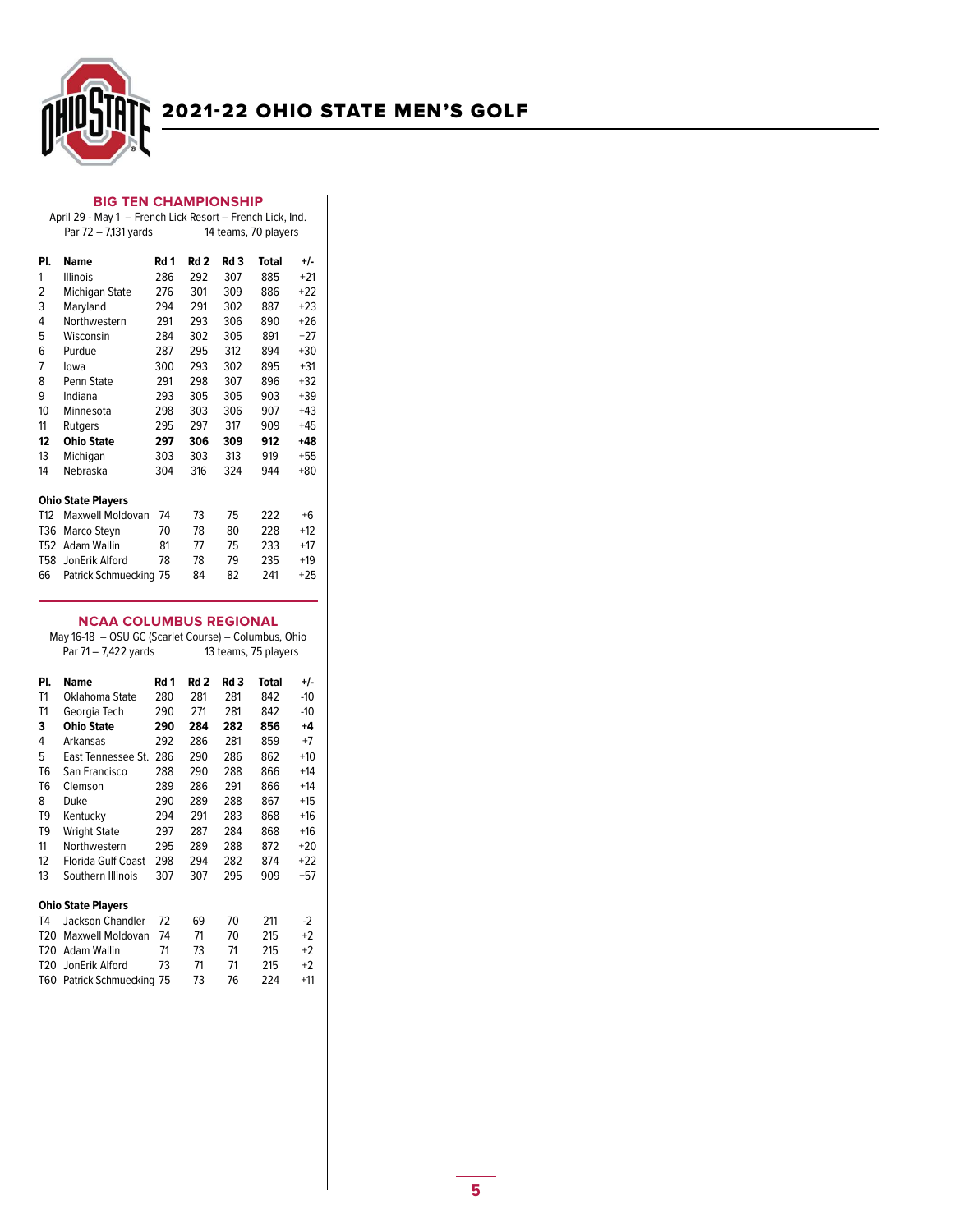# 2021-22 OHIO STATE MEN'S GOLF

## BIG TEN CHAMPIONSHIP

April 29 - May 1 – French Lick Resort – French Lick, Ind.
Par 72 – 7,131 yards — 14 teams, 70 players

| Pl. | Name | Rd 1 | Rd 2 | Rd 3 | Total | +/- |
|---|---|---|---|---|---|---|
| 1 | Illinois | 286 | 292 | 307 | 885 | +21 |
| 2 | Michigan State | 276 | 301 | 309 | 886 | +22 |
| 3 | Maryland | 294 | 291 | 302 | 887 | +23 |
| 4 | Northwestern | 291 | 293 | 306 | 890 | +26 |
| 5 | Wisconsin | 284 | 302 | 305 | 891 | +27 |
| 6 | Purdue | 287 | 295 | 312 | 894 | +30 |
| 7 | Iowa | 300 | 293 | 302 | 895 | +31 |
| 8 | Penn State | 291 | 298 | 307 | 896 | +32 |
| 9 | Indiana | 293 | 305 | 305 | 903 | +39 |
| 10 | Minnesota | 298 | 303 | 306 | 907 | +43 |
| 11 | Rutgers | 295 | 297 | 317 | 909 | +45 |
| **12** | **Ohio State** | **297** | **306** | **309** | **912** | **+48** |
| 13 | Michigan | 303 | 303 | 313 | 919 | +55 |
| 14 | Nebraska | 304 | 316 | 324 | 944 | +80 |

**Ohio State Players**

| Pl. | Name | Rd 1 | Rd 2 | Rd 3 | Total | +/- |
|---|---|---|---|---|---|---|
| T12 | Maxwell Moldovan | 74 | 73 | 75 | 222 | +6 |
| T36 | Marco Steyn | 70 | 78 | 80 | 228 | +12 |
| T52 | Adam Wallin | 81 | 77 | 75 | 233 | +17 |
| T58 | JonErik Alford | 78 | 78 | 79 | 235 | +19 |
| 66 | Patrick Schmuecking | 75 | 84 | 82 | 241 | +25 |

## NCAA COLUMBUS REGIONAL

May 16-18 – OSU GC (Scarlet Course) – Columbus, Ohio
Par 71 – 7,422 yards — 13 teams, 75 players

| Pl. | Name | Rd 1 | Rd 2 | Rd 3 | Total | +/- |
|---|---|---|---|---|---|---|
| T1 | Oklahoma State | 280 | 281 | 281 | 842 | -10 |
| T1 | Georgia Tech | 290 | 271 | 281 | 842 | -10 |
| **3** | **Ohio State** | **290** | **284** | **282** | **856** | **+4** |
| 4 | Arkansas | 292 | 286 | 281 | 859 | +7 |
| 5 | East Tennessee St. | 286 | 290 | 286 | 862 | +10 |
| T6 | San Francisco | 288 | 290 | 288 | 866 | +14 |
| T6 | Clemson | 289 | 286 | 291 | 866 | +14 |
| 8 | Duke | 290 | 289 | 288 | 867 | +15 |
| T9 | Kentucky | 294 | 291 | 283 | 868 | +16 |
| T9 | Wright State | 297 | 287 | 284 | 868 | +16 |
| 11 | Northwestern | 295 | 289 | 288 | 872 | +20 |
| 12 | Florida Gulf Coast | 298 | 294 | 282 | 874 | +22 |
| 13 | Southern Illinois | 307 | 307 | 295 | 909 | +57 |

**Ohio State Players**

| Pl. | Name | Rd 1 | Rd 2 | Rd 3 | Total | +/- |
|---|---|---|---|---|---|---|
| T4 | Jackson Chandler | 72 | 69 | 70 | 211 | -2 |
| T20 | Maxwell Moldovan | 74 | 71 | 70 | 215 | +2 |
| T20 | Adam Wallin | 71 | 73 | 71 | 215 | +2 |
| T20 | JonErik Alford | 73 | 71 | 71 | 215 | +2 |
| T60 | Patrick Schmuecking | 75 | 73 | 76 | 224 | +11 |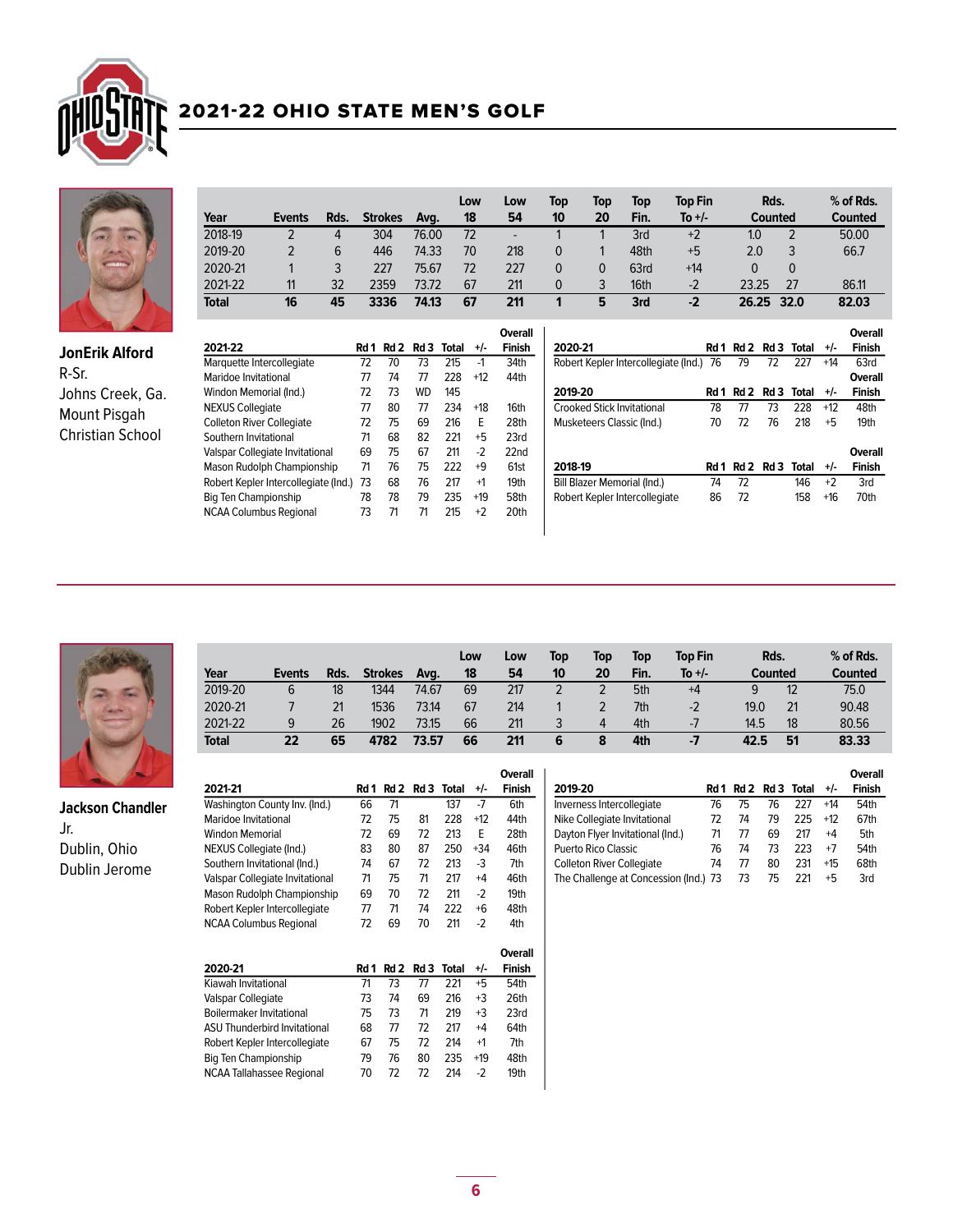# 2021-22 OHIO STATE MEN'S GOLF

## JonErik Alford

R-Sr.
Johns Creek, Ga.
Mount Pisgah Christian School

| Year | Events | Rds. | Strokes | Avg. | Low 18 | Low 54 | Top 10 | Top 20 | Top Fin. | Top Fin To +/- | Rds. Counted | | % of Rds. Counted |
|---|---|---|---|---|---|---|---|---|---|---|---|---|---|
| 2018-19 | 2 | 4 | 304 | 76.00 | 72 | - | 1 | 1 | 3rd | +2 | 1.0 | 2 | 50.00 |
| 2019-20 | 2 | 6 | 446 | 74.33 | 70 | 218 | 0 | 1 | 48th | +5 | 2.0 | 3 | 66.7 |
| 2020-21 | 1 | 3 | 227 | 75.67 | 72 | 227 | 0 | 0 | 63rd | +14 | 0 | 0 | |
| 2021-22 | 11 | 32 | 2359 | 73.72 | 67 | 211 | 0 | 3 | 16th | -2 | 23.25 | 27 | 86.11 |
| **Total** | **16** | **45** | **3336** | **74.13** | **67** | **211** | **1** | **5** | **3rd** | **-2** | **26.25** | **32.0** | **82.03** |

| 2021-22 | Rd 1 | Rd 2 | Rd 3 | Total | +/- | Overall Finish |
|---|---|---|---|---|---|---|
| Marquette Intercollegiate | 72 | 70 | 73 | 215 | -1 | 34th |
| Maridoe Invitational | 77 | 74 | 77 | 228 | +12 | 44th |
| Windon Memorial (Ind.) | 72 | 73 | WD | 145 | | |
| NEXUS Collegiate | 77 | 80 | 77 | 234 | +18 | 16th |
| Colleton River Collegiate | 72 | 75 | 69 | 216 | E | 28th |
| Southern Invitational | 71 | 68 | 82 | 221 | +5 | 23rd |
| Valspar Collegiate Invitational | 69 | 75 | 67 | 211 | -2 | 22nd |
| Mason Rudolph Championship | 71 | 76 | 75 | 222 | +9 | 61st |
| Robert Kepler Intercollegiate (Ind.) | 73 | 68 | 76 | 217 | +1 | 19th |
| Big Ten Championship | 78 | 78 | 79 | 235 | +19 | 58th |
| NCAA Columbus Regional | 73 | 71 | 71 | 215 | +2 | 20th |

| 2020-21 | Rd 1 | Rd 2 | Rd 3 | Total | +/- | Overall Finish |
|---|---|---|---|---|---|---|
| Robert Kepler Intercollegiate (Ind.) | 76 | 79 | 72 | 227 | +14 | 63rd |

| 2019-20 | Rd 1 | Rd 2 | Rd 3 | Total | +/- | Overall Finish |
|---|---|---|---|---|---|---|
| Crooked Stick Invitational | 78 | 77 | 73 | 228 | +12 | 48th |
| Musketeers Classic (Ind.) | 70 | 72 | 76 | 218 | +5 | 19th |

| 2018-19 | Rd 1 | Rd 2 | Rd 3 | Total | +/- | Overall Finish |
|---|---|---|---|---|---|---|
| Bill Blazer Memorial (Ind.) | 74 | 72 | | 146 | +2 | 3rd |
| Robert Kepler Intercollegiate | 86 | 72 | | 158 | +16 | 70th |

## Jackson Chandler

Jr.
Dublin, Ohio
Dublin Jerome

| Year | Events | Rds. | Strokes | Avg. | Low 18 | Low 54 | Top 10 | Top 20 | Top Fin. | Top Fin To +/- | Rds. Counted | | % of Rds. Counted |
|---|---|---|---|---|---|---|---|---|---|---|---|---|---|
| 2019-20 | 6 | 18 | 1344 | 74.67 | 69 | 217 | 2 | 2 | 5th | +4 | 9 | 12 | 75.0 |
| 2020-21 | 7 | 21 | 1536 | 73.14 | 67 | 214 | 1 | 2 | 7th | -2 | 19.0 | 21 | 90.48 |
| 2021-22 | 9 | 26 | 1902 | 73.15 | 66 | 211 | 3 | 4 | 4th | -7 | 14.5 | 18 | 80.56 |
| **Total** | **22** | **65** | **4782** | **73.57** | **66** | **211** | **6** | **8** | **4th** | **-7** | **42.5** | **51** | **83.33** |

| 2021-21 | Rd 1 | Rd 2 | Rd 3 | Total | +/- | Overall Finish |
|---|---|---|---|---|---|---|
| Washington County Inv. (Ind.) | 66 | 71 | | 137 | -7 | 6th |
| Maridoe Invitational | 72 | 75 | 81 | 228 | +12 | 44th |
| Windon Memorial | 72 | 69 | 72 | 213 | E | 28th |
| NEXUS Collegiate (Ind.) | 83 | 80 | 87 | 250 | +34 | 46th |
| Southern Invitational (Ind.) | 74 | 67 | 72 | 213 | -3 | 7th |
| Valspar Collegiate Invitational | 71 | 75 | 71 | 217 | +4 | 46th |
| Mason Rudolph Championship | 69 | 70 | 72 | 211 | -2 | 19th |
| Robert Kepler Intercollegiate | 77 | 71 | 74 | 222 | +6 | 48th |
| NCAA Columbus Regional | 72 | 69 | 70 | 211 | -2 | 4th |

| 2020-21 | Rd 1 | Rd 2 | Rd 3 | Total | +/- | Overall Finish |
|---|---|---|---|---|---|---|
| Kiawah Invitational | 71 | 73 | 77 | 221 | +5 | 54th |
| Valspar Collegiate | 73 | 74 | 69 | 216 | +3 | 26th |
| Boilermaker Invitational | 75 | 73 | 71 | 219 | +3 | 23rd |
| ASU Thunderbird Invitational | 68 | 77 | 72 | 217 | +4 | 64th |
| Robert Kepler Intercollegiate | 67 | 75 | 72 | 214 | +1 | 7th |
| Big Ten Championship | 79 | 76 | 80 | 235 | +19 | 48th |
| NCAA Tallahassee Regional | 70 | 72 | 72 | 214 | -2 | 19th |

| 2019-20 | Rd 1 | Rd 2 | Rd 3 | Total | +/- | Overall Finish |
|---|---|---|---|---|---|---|
| Inverness Intercollegiate | 76 | 75 | 76 | 227 | +14 | 54th |
| Nike Collegiate Invitational | 72 | 74 | 79 | 225 | +12 | 67th |
| Dayton Flyer Invitational (Ind.) | 71 | 77 | 69 | 217 | +4 | 5th |
| Puerto Rico Classic | 76 | 74 | 73 | 223 | +7 | 54th |
| Colleton River Collegiate | 74 | 77 | 80 | 231 | +15 | 68th |
| The Challenge at Concession (Ind.) | 73 | 73 | 75 | 221 | +5 | 3rd |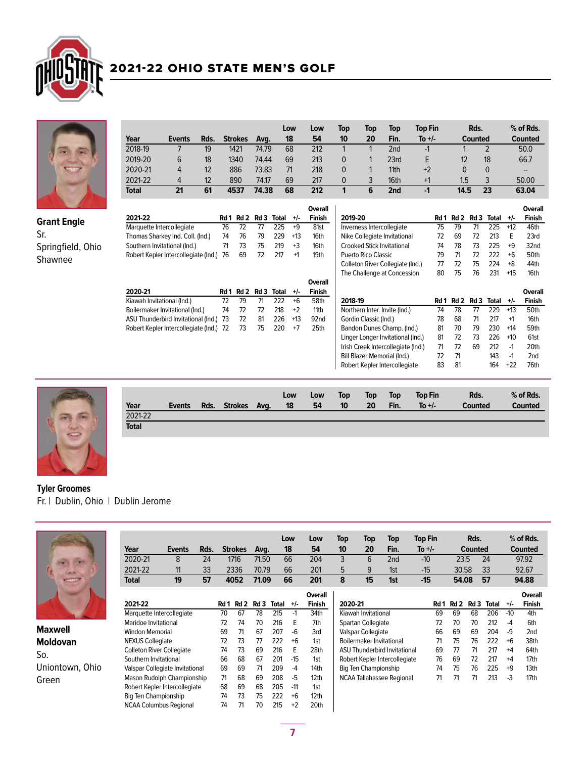# 2021-22 OHIO STATE MEN'S GOLF

## Grant Engle

Sr.
Springfield, Ohio
Shawnee

| Year | Events | Rds. | Strokes | Avg. | Low 18 | Low 54 | Top 10 | Top 20 | Top Fin. | Top Fin To +/- | Rds. Counted | | % of Rds. Counted |
|---|---|---|---|---|---|---|---|---|---|---|---|---|---|
| 2018-19 | 7 | 19 | 1421 | 74.79 | 68 | 212 | 1 | 1 | 2nd | -1 | 1 | 2 | 50.0 |
| 2019-20 | 6 | 18 | 1340 | 74.44 | 69 | 213 | 0 | 1 | 23rd | E | 12 | 18 | 66.7 |
| 2020-21 | 4 | 12 | 886 | 73.83 | 71 | 218 | 0 | 1 | 11th | +2 | 0 | 0 | -- |
| 2021-22 | 4 | 12 | 890 | 74.17 | 69 | 217 | 0 | 3 | 16th | +1 | 1.5 | 3 | 50.00 |
| **Total** | **21** | **61** | **4537** | **74.38** | **68** | **212** | **1** | **6** | **2nd** | **-1** | **14.5** | **23** | **63.04** |

| 2021-22 | Rd 1 | Rd 2 | Rd 3 | Total | +/- | Overall Finish |
|---|---|---|---|---|---|---|
| Marquette Intercollegiate | 76 | 72 | 77 | 225 | +9 | 81st |
| Thomas Sharkey Ind. Coll. (Ind.) | 74 | 76 | 79 | 229 | +13 | 16th |
| Southern Invitational (Ind.) | 71 | 73 | 75 | 219 | +3 | 16th |
| Robert Kepler Intercollegiate (Ind.) | 76 | 69 | 72 | 217 | +1 | 19th |

| 2020-21 | Rd 1 | Rd 2 | Rd 3 | Total | +/- | Overall Finish |
|---|---|---|---|---|---|---|
| Kiawah Invitational (Ind.) | 72 | 79 | 71 | 222 | +6 | 58th |
| Boilermaker Invitational (Ind.) | 74 | 72 | 72 | 218 | +2 | 11th |
| ASU Thunderbird Invitational (Ind.) | 73 | 72 | 81 | 226 | +13 | 92nd |
| Robert Kepler Intercollegiate (Ind.) | 72 | 73 | 75 | 220 | +7 | 25th |

| 2019-20 | Rd 1 | Rd 2 | Rd 3 | Total | +/- | Overall Finish |
|---|---|---|---|---|---|---|
| Inverness Intercollegiate | 75 | 79 | 71 | 225 | +12 | 46th |
| Nike Collegiate Invitational | 72 | 69 | 72 | 213 | E | 23rd |
| Crooked Stick Invitational | 74 | 78 | 73 | 225 | +9 | 32nd |
| Puerto Rico Classic | 79 | 71 | 72 | 222 | +6 | 50th |
| Colleton River Collegiate (Ind.) | 77 | 72 | 75 | 224 | +8 | 44th |
| The Challenge at Concession | 80 | 75 | 76 | 231 | +15 | 16th |

| 2018-19 | Rd 1 | Rd 2 | Rd 3 | Total | +/- | Overall Finish |
|---|---|---|---|---|---|---|
| Northern Inter. Invite (Ind.) | 74 | 78 | 77 | 229 | +13 | 50th |
| Gordin Classic (Ind.) | 78 | 68 | 71 | 217 | +1 | 16th |
| Bandon Dunes Champ. (Ind.) | 81 | 70 | 79 | 230 | +14 | 59th |
| Linger Longer Invitational (Ind.) | 81 | 72 | 73 | 226 | +10 | 61st |
| Irish Creek Intercollegiate (Ind.) | 71 | 72 | 69 | 212 | -1 | 20th |
| Bill Blazer Memorial (Ind.) | 72 | 71 | | 143 | -1 | 2nd |
| Robert Kepler Intercollegiate | 83 | 81 | | 164 | +22 | 76th |

## Tyler Groomes

Fr. | Dublin, Ohio | Dublin Jerome

| Year | Events | Rds. | Strokes | Avg. | Low 18 | Low 54 | Top 10 | Top 20 | Top Fin. | Top Fin To +/- | Rds. Counted | % of Rds. Counted |
|---|---|---|---|---|---|---|---|---|---|---|---|---|
| 2021-22 | | | | | | | | | | | | |
| **Total** | | | | | | | | | | | | |

## Maxwell Moldovan

So.
Uniontown, Ohio
Green

| Year | Events | Rds. | Strokes | Avg. | Low 18 | Low 54 | Top 10 | Top 20 | Top Fin. | Top Fin To +/- | Rds. Counted | | % of Rds. Counted |
|---|---|---|---|---|---|---|---|---|---|---|---|---|---|
| 2020-21 | 8 | 24 | 1716 | 71.50 | 66 | 204 | 3 | 6 | 2nd | -10 | 23.5 | 24 | 97.92 |
| 2021-22 | 11 | 33 | 2336 | 70.79 | 66 | 201 | 5 | 9 | 1st | -15 | 30.58 | 33 | 92.67 |
| **Total** | **19** | **57** | **4052** | **71.09** | **66** | **201** | **8** | **15** | **1st** | **-15** | **54.08** | **57** | **94.88** |

| 2021-22 | Rd 1 | Rd 2 | Rd 3 | Total | +/- | Overall Finish |
|---|---|---|---|---|---|---|
| Marquette Intercollegiate | 70 | 67 | 78 | 215 | -1 | 34th |
| Maridoe Invitational | 72 | 74 | 70 | 216 | E | 7th |
| Windon Memorial | 69 | 71 | 67 | 207 | -6 | 3rd |
| NEXUS Collegiate | 72 | 73 | 77 | 222 | +6 | 1st |
| Colleton River Collegiate | 74 | 73 | 69 | 216 | E | 28th |
| Southern Invitational | 66 | 68 | 67 | 201 | -15 | 1st |
| Valspar Collegiate Invitational | 69 | 69 | 71 | 209 | -4 | 14th |
| Mason Rudolph Championship | 71 | 68 | 69 | 208 | -5 | 12th |
| Robert Kepler Intercollegiate | 68 | 69 | 68 | 205 | -11 | 1st |
| Big Ten Championship | 74 | 73 | 75 | 222 | +6 | 12th |
| NCAA Columbus Regional | 74 | 71 | 70 | 215 | +2 | 20th |

| 2020-21 | Rd 1 | Rd 2 | Rd 3 | Total | +/- | Overall Finish |
|---|---|---|---|---|---|---|
| Kiawah Invitational | 69 | 69 | 68 | 206 | -10 | 4th |
| Spartan Collegiate | 72 | 70 | 70 | 212 | -4 | 6th |
| Valspar Collegiate | 66 | 69 | 69 | 204 | -9 | 2nd |
| Boilermaker Invitational | 71 | 75 | 76 | 222 | +6 | 38th |
| ASU Thunderbird Invitational | 69 | 77 | 71 | 217 | +4 | 64th |
| Robert Kepler Intercollegiate | 76 | 69 | 72 | 217 | +4 | 17th |
| Big Ten Championship | 74 | 75 | 76 | 225 | +9 | 13th |
| NCAA Tallahassee Regional | 71 | 71 | 71 | 213 | -3 | 17th |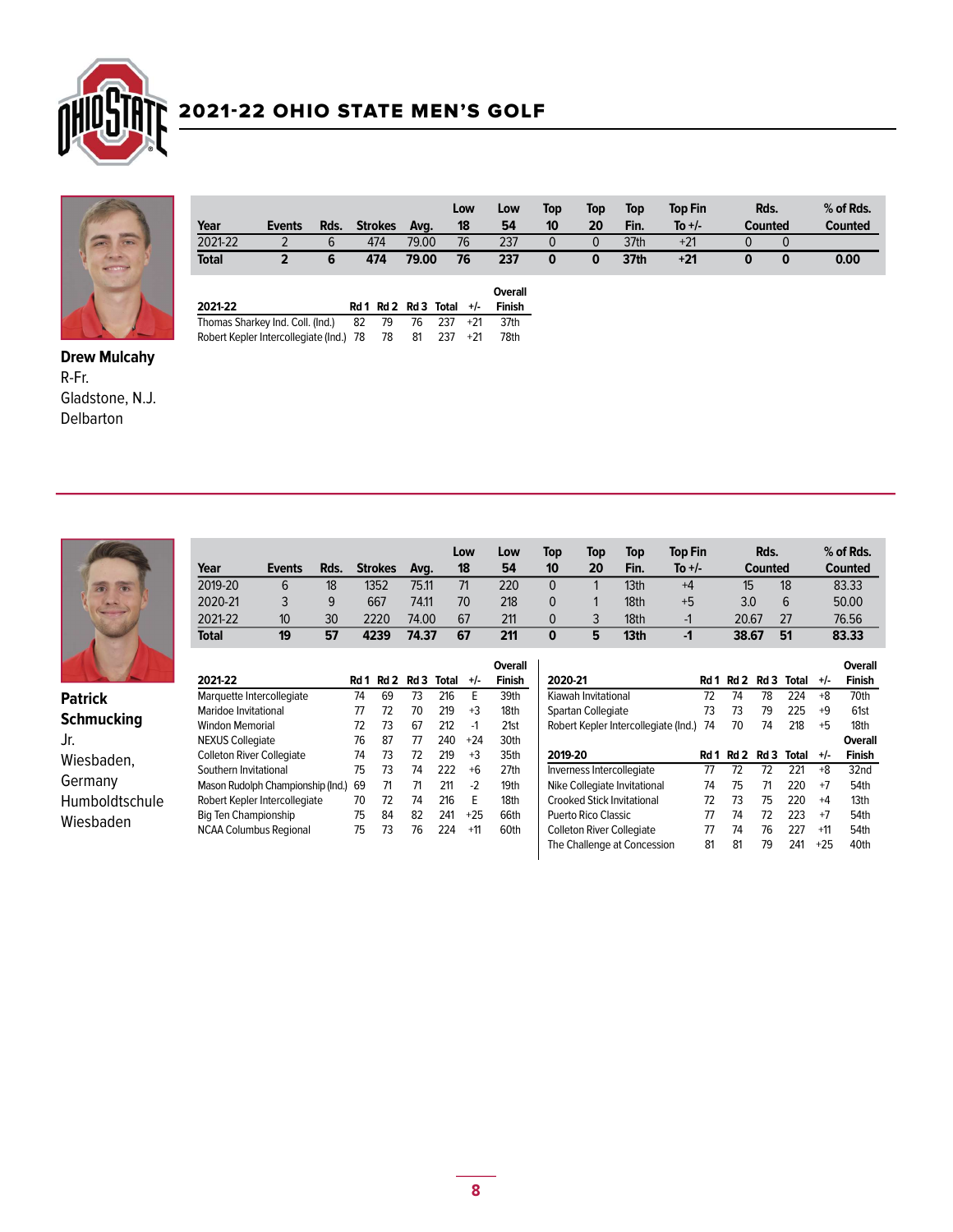# 2021-22 OHIO STATE MEN'S GOLF

**Drew Mulcahy**
R-Fr.
Gladstone, N.J.
Delbarton

| Year | Events | Rds. | Strokes | Avg. | Low 18 | Low 54 | Top 10 | Top 20 | Top Fin. | Top Fin To +/- | Rds. Counted | | % of Rds. Counted |
|---|---|---|---|---|---|---|---|---|---|---|---|---|---|
| 2021-22 | 2 | 6 | 474 | 79.00 | 76 | 237 | 0 | 0 | 37th | +21 | 0 | 0 | |
| **Total** | **2** | **6** | **474** | **79.00** | **76** | **237** | **0** | **0** | **37th** | **+21** | **0** | **0** | **0.00** |

| 2021-22 | Rd 1 | Rd 2 | Rd 3 | Total | +/- | Overall Finish |
|---|---|---|---|---|---|---|
| Thomas Sharkey Ind. Coll. (Ind.) | 82 | 79 | 76 | 237 | +21 | 37th |
| Robert Kepler Intercollegiate (Ind.) | 78 | 78 | 81 | 237 | +21 | 78th |

**Patrick Schmucking**
Jr.
Wiesbaden, Germany
Humboldtschule Wiesbaden

| Year | Events | Rds. | Strokes | Avg. | Low 18 | Low 54 | Top 10 | Top 20 | Top Fin. | Top Fin To +/- | Rds. Counted | | % of Rds. Counted |
|---|---|---|---|---|---|---|---|---|---|---|---|---|---|
| 2019-20 | 6 | 18 | 1352 | 75.11 | 71 | 220 | 0 | 1 | 13th | +4 | 15 | 18 | 83.33 |
| 2020-21 | 3 | 9 | 667 | 74.11 | 70 | 218 | 0 | 1 | 18th | +5 | 3.0 | 6 | 50.00 |
| 2021-22 | 10 | 30 | 2220 | 74.00 | 67 | 211 | 0 | 3 | 18th | -1 | 20.67 | 27 | 76.56 |
| **Total** | **19** | **57** | **4239** | **74.37** | **67** | **211** | **0** | **5** | **13th** | **-1** | **38.67** | **51** | **83.33** |

| 2021-22 | Rd 1 | Rd 2 | Rd 3 | Total | +/- | Overall Finish |
|---|---|---|---|---|---|---|
| Marquette Intercollegiate | 74 | 69 | 73 | 216 | E | 39th |
| Maridoe Invitational | 77 | 72 | 70 | 219 | +3 | 18th |
| Windon Memorial | 72 | 73 | 67 | 212 | -1 | 21st |
| NEXUS Collegiate | 76 | 87 | 77 | 240 | +24 | 30th |
| Colleton River Collegiate | 74 | 73 | 72 | 219 | +3 | 35th |
| Southern Invitational | 75 | 73 | 74 | 222 | +6 | 27th |
| Mason Rudolph Championship (Ind.) | 69 | 71 | 71 | 211 | -2 | 19th |
| Robert Kepler Intercollegiate | 70 | 72 | 74 | 216 | E | 18th |
| Big Ten Championship | 75 | 84 | 82 | 241 | +25 | 66th |
| NCAA Columbus Regional | 75 | 73 | 76 | 224 | +11 | 60th |

| 2020-21 | Rd 1 | Rd 2 | Rd 3 | Total | +/- | Overall Finish |
|---|---|---|---|---|---|---|
| Kiawah Invitational | 72 | 74 | 78 | 224 | +8 | 70th |
| Spartan Collegiate | 73 | 73 | 79 | 225 | +9 | 61st |
| Robert Kepler Intercollegiate (Ind.) | 74 | 70 | 74 | 218 | +5 | 18th |

| 2019-20 | Rd 1 | Rd 2 | Rd 3 | Total | +/- | Overall Finish |
|---|---|---|---|---|---|---|
| Inverness Intercollegiate | 77 | 72 | 72 | 221 | +8 | 32nd |
| Nike Collegiate Invitational | 74 | 75 | 71 | 220 | +7 | 54th |
| Crooked Stick Invitational | 72 | 73 | 75 | 220 | +4 | 13th |
| Puerto Rico Classic | 77 | 74 | 72 | 223 | +7 | 54th |
| Colleton River Collegiate | 77 | 74 | 76 | 227 | +11 | 54th |
| The Challenge at Concession | 81 | 81 | 79 | 241 | +25 | 40th |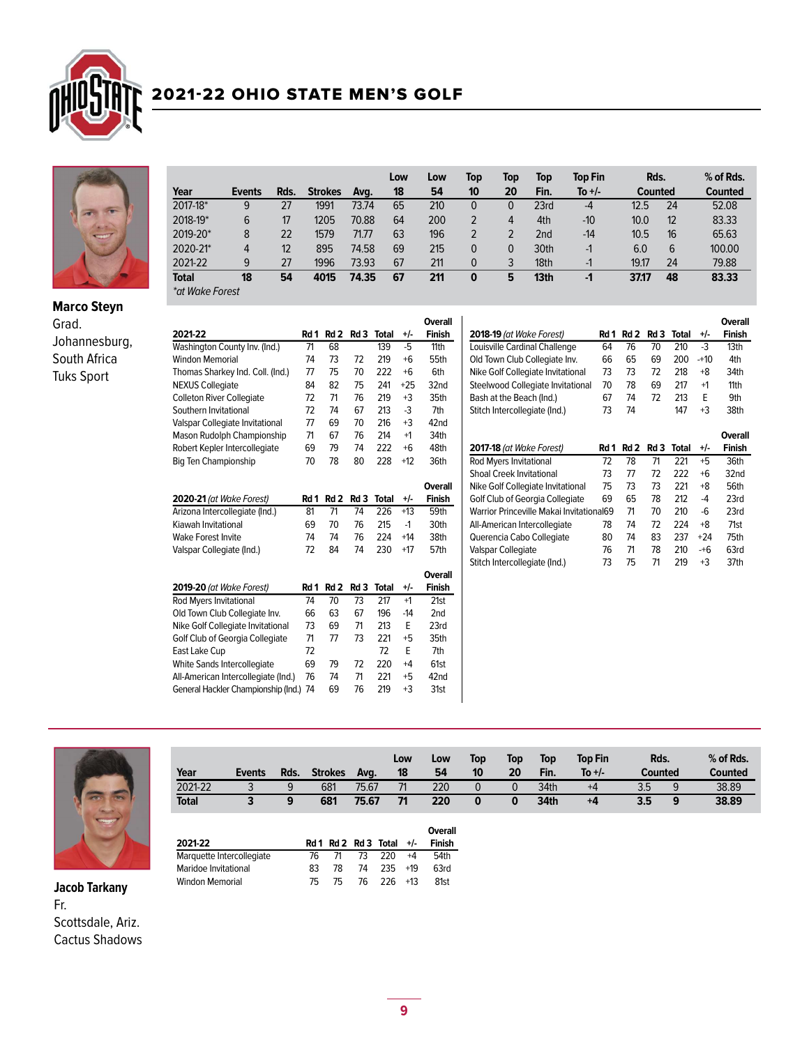## 2021-22 OHIO STATE MEN'S GOLF

**Marco Steyn**
Grad.
Johannesburg, South Africa
Tuks Sport

| Year | Events | Rds. | Strokes | Avg. | Low 18 | Low 54 | Top 10 | Top 20 | Top Fin. | Top Fin To +/- | Rds. Counted | | % of Rds. Counted |
|---|---|---|---|---|---|---|---|---|---|---|---|---|---|
| 2017-18* | 9 | 27 | 1991 | 73.74 | 65 | 210 | 0 | 0 | 23rd | -4 | 12.5 | 24 | 52.08 |
| 2018-19* | 6 | 17 | 1205 | 70.88 | 64 | 200 | 2 | 4 | 4th | -10 | 10.0 | 12 | 83.33 |
| 2019-20* | 8 | 22 | 1579 | 71.77 | 63 | 196 | 2 | 2 | 2nd | -14 | 10.5 | 16 | 65.63 |
| 2020-21* | 4 | 12 | 895 | 74.58 | 69 | 215 | 0 | 0 | 30th | -1 | 6.0 | 6 | 100.00 |
| 2021-22 | 9 | 27 | 1996 | 73.93 | 67 | 211 | 0 | 3 | 18th | -1 | 19.17 | 24 | 79.88 |
| **Total** | **18** | **54** | **4015** | **74.35** | **67** | **211** | **0** | **5** | **13th** | **-1** | **37.17** | **48** | **83.33** |

*at Wake Forest

| 2021-22 | Rd 1 | Rd 2 | Rd 3 | Total | +/- | Overall Finish |
|---|---|---|---|---|---|---|
| Washington County Inv. (Ind.) | 71 | 68 | | 139 | -5 | 11th |
| Windon Memorial | 74 | 73 | 72 | 219 | +6 | 55th |
| Thomas Sharkey Ind. Coll. (Ind.) | 77 | 75 | 70 | 222 | +6 | 6th |
| NEXUS Collegiate | 84 | 82 | 75 | 241 | +25 | 32nd |
| Colleton River Collegiate | 72 | 71 | 76 | 219 | +3 | 35th |
| Southern Invitational | 72 | 74 | 67 | 213 | -3 | 7th |
| Valspar Collegiate Invitational | 77 | 69 | 70 | 216 | +3 | 42nd |
| Mason Rudolph Championship | 71 | 67 | 76 | 214 | +1 | 34th |
| Robert Kepler Intercollegiate | 69 | 79 | 74 | 222 | +6 | 48th |
| Big Ten Championship | 70 | 78 | 80 | 228 | +12 | 36th |

| 2020-21 *(at Wake Forest)* | Rd 1 | Rd 2 | Rd 3 | Total | +/- | Overall Finish |
|---|---|---|---|---|---|---|
| Arizona Intercollegiate (Ind.) | 81 | 71 | 74 | 226 | +13 | 59th |
| Kiawah Invitational | 69 | 70 | 76 | 215 | -1 | 30th |
| Wake Forest Invite | 74 | 74 | 76 | 224 | +14 | 38th |
| Valspar Collegiate (Ind.) | 72 | 84 | 74 | 230 | +17 | 57th |

| 2019-20 *(at Wake Forest)* | Rd 1 | Rd 2 | Rd 3 | Total | +/- | Overall Finish |
|---|---|---|---|---|---|---|
| Rod Myers Invitational | 74 | 70 | 73 | 217 | +1 | 21st |
| Old Town Club Collegiate Inv. | 66 | 63 | 67 | 196 | -14 | 2nd |
| Nike Golf Collegiate Invitational | 73 | 69 | 71 | 213 | E | 23rd |
| Golf Club of Georgia Collegiate | 71 | 77 | 73 | 221 | +5 | 35th |
| East Lake Cup | 72 | | | 72 | E | 7th |
| White Sands Intercollegiate | 69 | 79 | 72 | 220 | +4 | 61st |
| All-American Intercollegiate (Ind.) | 76 | 74 | 71 | 221 | +5 | 42nd |
| General Hackler Championship (Ind.) | 74 | 69 | 76 | 219 | +3 | 31st |

| 2018-19 *(at Wake Forest)* | Rd 1 | Rd 2 | Rd 3 | Total | +/- | Overall Finish |
|---|---|---|---|---|---|---|
| Louisville Cardinal Challenge | 64 | 76 | 70 | 210 | -3 | 13th |
| Old Town Club Collegiate Inv. | 66 | 65 | 69 | 200 | -+10 | 4th |
| Nike Golf Collegiate Invitational | 73 | 73 | 72 | 218 | +8 | 34th |
| Steelwood Collegiate Invitational | 70 | 78 | 69 | 217 | +1 | 11th |
| Bash at the Beach (Ind.) | 67 | 74 | 72 | 213 | E | 9th |
| Stitch Intercollegiate (Ind.) | 73 | 74 | | 147 | +3 | 38th |

| 2017-18 *(at Wake Forest)* | Rd 1 | Rd 2 | Rd 3 | Total | +/- | Overall Finish |
|---|---|---|---|---|---|---|
| Rod Myers Invitational | 72 | 78 | 71 | 221 | +5 | 36th |
| Shoal Creek Invitational | 73 | 77 | 72 | 222 | +6 | 32nd |
| Nike Golf Collegiate Invitational | 75 | 73 | 73 | 221 | +8 | 56th |
| Golf Club of Georgia Collegiate | 69 | 65 | 78 | 212 | -4 | 23rd |
| Warrior Princeville Makai Invitational | 69 | 71 | 70 | 210 | -6 | 23rd |
| All-American Intercollegiate | 78 | 74 | 72 | 224 | +8 | 71st |
| Querencia Cabo Collegiate | 80 | 74 | 83 | 237 | +24 | 75th |
| Valspar Collegiate | 76 | 71 | 78 | 210 | -+6 | 63rd |
| Stitch Intercollegiate (Ind.) | 73 | 75 | 71 | 219 | +3 | 37th |

**Jacob Tarkany**
Fr.
Scottsdale, Ariz.
Cactus Shadows

| Year | Events | Rds. | Strokes | Avg. | Low 18 | Low 54 | Top 10 | Top 20 | Top Fin. | Top Fin To +/- | Rds. Counted | | % of Rds. Counted |
|---|---|---|---|---|---|---|---|---|---|---|---|---|---|
| 2021-22 | 3 | 9 | 681 | 75.67 | 71 | 220 | 0 | 0 | 34th | +4 | 3.5 | 9 | 38.89 |
| **Total** | **3** | **9** | **681** | **75.67** | **71** | **220** | **0** | **0** | **34th** | **+4** | **3.5** | **9** | **38.89** |

| 2021-22 | Rd 1 | Rd 2 | Rd 3 | Total | +/- | Overall Finish |
|---|---|---|---|---|---|---|
| Marquette Intercollegiate | 76 | 71 | 73 | 220 | +4 | 54th |
| Maridoe Invitational | 83 | 78 | 74 | 235 | +19 | 63rd |
| Windon Memorial | 75 | 75 | 76 | 226 | +13 | 81st |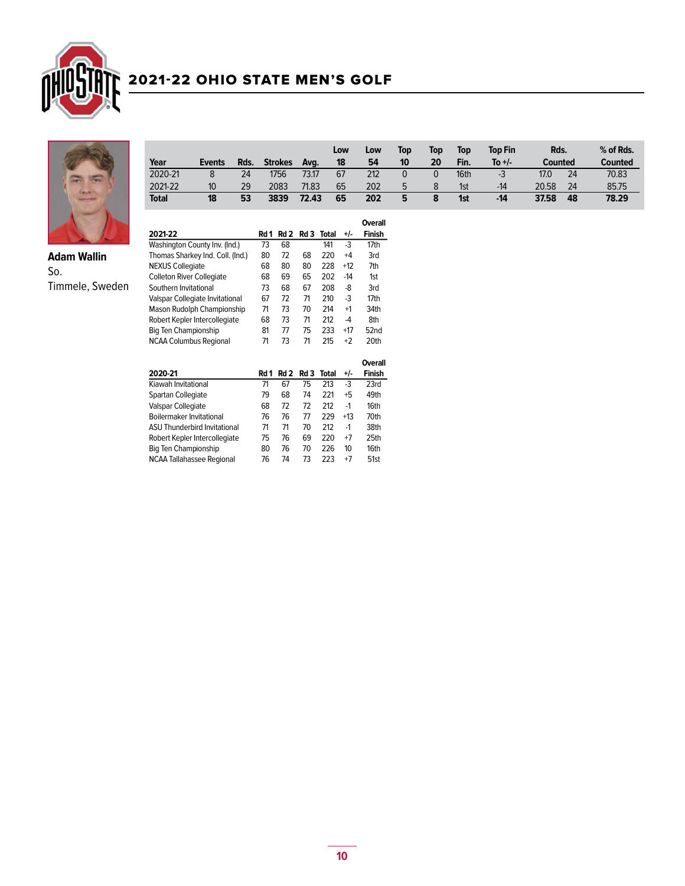# 2021-22 OHIO STATE MEN'S GOLF

**Adam Wallin**
So.
Timmele, Sweden

| Year | Events | Rds. | Strokes | Avg. | Low 18 | Low 54 | Top 10 | Top 20 | Top Fin. | Top Fin To +/- | Rds. Counted | | % of Rds. Counted |
|---|---|---|---|---|---|---|---|---|---|---|---|---|---|
| 2020-21 | 8 | 24 | 1756 | 73.17 | 67 | 212 | 0 | 0 | 16th | -3 | 17.0 | 24 | 70.83 |
| 2021-22 | 10 | 29 | 2083 | 71.83 | 65 | 202 | 5 | 8 | 1st | -14 | 20.58 | 24 | 85.75 |
| **Total** | **18** | **53** | **3839** | **72.43** | **65** | **202** | **5** | **8** | **1st** | **-14** | **37.58** | **48** | **78.29** |

| 2021-22 | Rd 1 | Rd 2 | Rd 3 | Total | +/- | Overall Finish |
|---|---|---|---|---|---|---|
| Washington County Inv. (Ind.) | 73 | 68 | | 141 | -3 | 17th |
| Thomas Sharkey Ind. Coll. (Ind.) | 80 | 72 | 68 | 220 | +4 | 3rd |
| NEXUS Collegiate | 68 | 80 | 80 | 228 | +12 | 7th |
| Colleton River Collegiate | 68 | 69 | 65 | 202 | -14 | 1st |
| Southern Invitational | 73 | 68 | 67 | 208 | -8 | 3rd |
| Valspar Collegiate Invitational | 67 | 72 | 71 | 210 | -3 | 17th |
| Mason Rudolph Championship | 71 | 73 | 70 | 214 | +1 | 34th |
| Robert Kepler Intercollegiate | 68 | 73 | 71 | 212 | -4 | 8th |
| Big Ten Championship | 81 | 77 | 75 | 233 | +17 | 52nd |
| NCAA Columbus Regional | 71 | 73 | 71 | 215 | +2 | 20th |

| 2020-21 | Rd 1 | Rd 2 | Rd 3 | Total | +/- | Overall Finish |
|---|---|---|---|---|---|---|
| Kiawah Invitational | 71 | 67 | 75 | 213 | -3 | 23rd |
| Spartan Collegiate | 79 | 68 | 74 | 221 | +5 | 49th |
| Valspar Collegiate | 68 | 72 | 72 | 212 | -1 | 16th |
| Boilermaker Invitational | 76 | 76 | 77 | 229 | +13 | 70th |
| ASU Thunderbird Invitational | 71 | 71 | 70 | 212 | -1 | 38th |
| Robert Kepler Intercollegiate | 75 | 76 | 69 | 220 | +7 | 25th |
| Big Ten Championship | 80 | 76 | 70 | 226 | 10 | 16th |
| NCAA Tallahassee Regional | 76 | 74 | 73 | 223 | +7 | 51st |